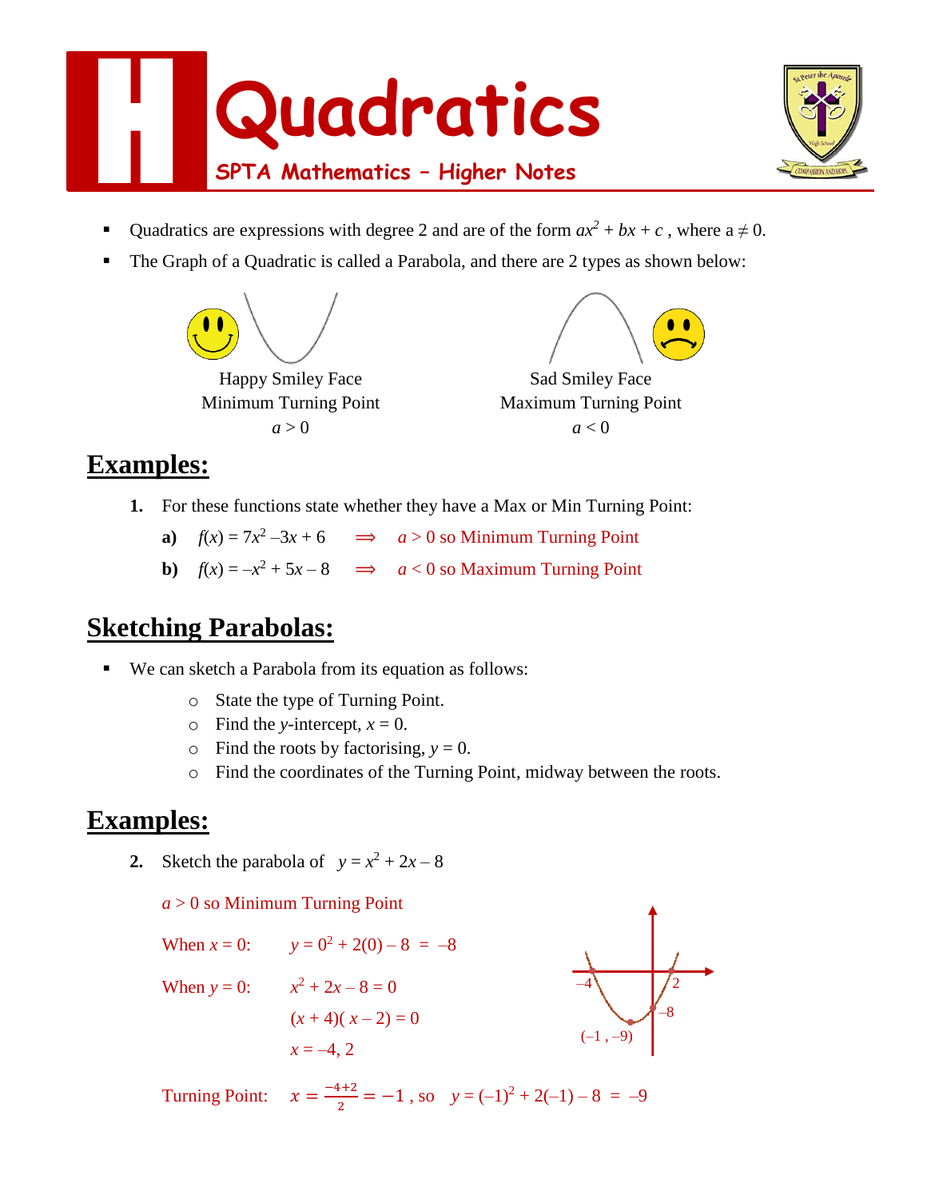# Quadratics

**SPTA Mathematics – Higher Notes**

- Quadratics are expressions with degree 2 and are of the form $ax^2 + bx + c$ , where a $\neq$ 0.
- The Graph of a Quadratic is called a Parabola, and there are 2 types as shown below:

Happy Smiley Face
Minimum Turning Point
$a > 0$

Sad Smiley Face
Maximum Turning Point
$a < 0$

## Examples:

**1.** For these functions state whether they have a Max or Min Turning Point:

**a)** $f(x) = 7x^2 - 3x + 6 \quad \Rightarrow \quad a > 0$ so Minimum Turning Point

**b)** $f(x) = -x^2 + 5x - 8 \quad \Rightarrow \quad a < 0$ so Maximum Turning Point

## Sketching Parabolas:

- We can sketch a Parabola from its equation as follows:
    - State the type of Turning Point.
    - Find the $y$-intercept, $x = 0$.
    - Find the roots by factorising, $y = 0$.
    - Find the coordinates of the Turning Point, midway between the roots.

## Examples:

**2.** Sketch the parabola of $y = x^2 + 2x - 8$

$a > 0$ so Minimum Turning Point

When $x = 0$: $\quad y = 0^2 + 2(0) - 8 = -8$

When $y = 0$: $\quad x^2 + 2x - 8 = 0$

$(x + 4)(x - 2) = 0$

$x = -4, 2$

Turning Point: $\quad x = \frac{-4+2}{2} = -1$ , so $\quad y = (-1)^2 + 2(-1) - 8 = -9$

(Sketch labels: $-4$, $2$, $-8$, $(-1, -9)$)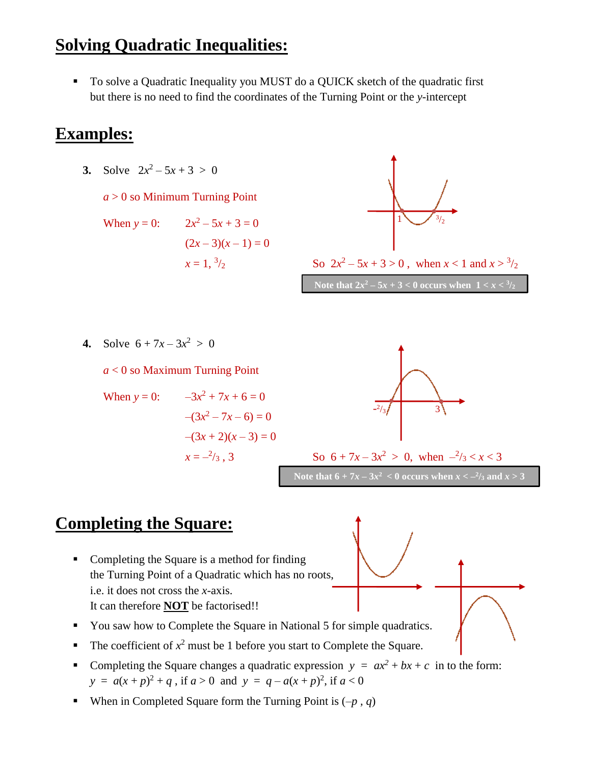## Solving Quadratic Inequalities:

- To solve a Quadratic Inequality you MUST do a QUICK sketch of the quadratic first but there is no need to find the coordinates of the Turning Point or the $y$-intercept

## Examples:

**3.** Solve $2x^2 - 5x + 3 > 0$

$a > 0$ so Minimum Turning Point

When $y = 0$: $2x^2 - 5x + 3 = 0$

$(2x - 3)(x - 1) = 0$

$x = 1, \frac{3}{2}$

So $2x^2 - 5x + 3 > 0$, when $x < 1$ and $x > \frac{3}{2}$

**Note that $2x^2 - 5x + 3 < 0$ occurs when $1 < x < \frac{3}{2}$**

**4.** Solve $6 + 7x - 3x^2 > 0$

$a < 0$ so Maximum Turning Point

When $y = 0$: $-3x^2 + 7x + 6 = 0$

$-(3x^2 - 7x - 6) = 0$

$-(3x + 2)(x - 3) = 0$

$x = -\frac{2}{3}, 3$

So $6 + 7x - 3x^2 > 0$, when $-\frac{2}{3} < x < 3$

**Note that $6 + 7x - 3x^2 < 0$ occurs when $x < -\frac{2}{3}$ and $x > 3$**

## Completing the Square:

- Completing the Square is a method for finding the Turning Point of a Quadratic which has no roots, i.e. it does not cross the $x$-axis. It can therefore **NOT** be factorised!!
- You saw how to Complete the Square in National 5 for simple quadratics.
- The coefficient of $x^2$ must be 1 before you start to Complete the Square.
- Completing the Square changes a quadratic expression $y = ax^2 + bx + c$ in to the form: $y = a(x + p)^2 + q$, if $a > 0$ and $y = q - a(x + p)^2$, if $a < 0$
- When in Completed Square form the Turning Point is $(-p, q)$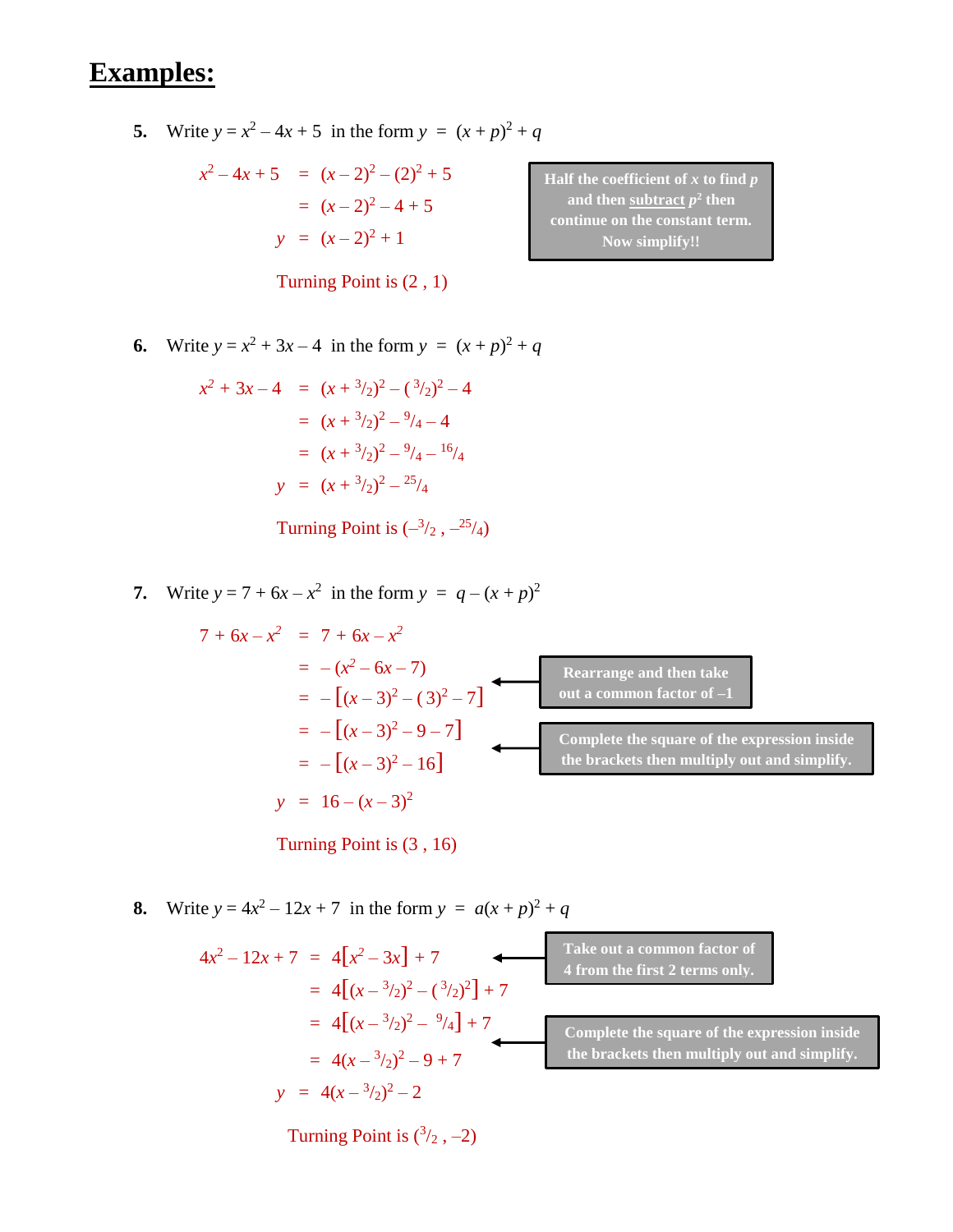# Examples:

**5.** Write $y = x^2 - 4x + 5$ in the form $y = (x + p)^2 + q$

$$x^2 - 4x + 5 = (x - 2)^2 - (2)^2 + 5$$
$$= (x - 2)^2 - 4 + 5$$
$$y = (x - 2)^2 + 1$$

> **Half the coefficient of $x$ to find $p$ and then subtract $p^2$ then continue on the constant term. Now simplify!!**

Turning Point is (2 , 1)

**6.** Write $y = x^2 + 3x - 4$ in the form $y = (x + p)^2 + q$

$$x^2 + 3x - 4 = (x + ^3/_2)^2 - (^3/_2)^2 - 4$$
$$= (x + ^3/_2)^2 - ^9/_4 - 4$$
$$= (x + ^3/_2)^2 - ^9/_4 - ^{16}/_4$$
$$y = (x + ^3/_2)^2 - ^{25}/_4$$

Turning Point is $(-^3/_2 , -^{25}/_4)$

**7.** Write $y = 7 + 6x - x^2$ in the form $y = q - (x + p)^2$

$$7 + 6x - x^2 = 7 + 6x - x^2$$
$$= -(x^2 - 6x - 7)$$
$$= -[(x - 3)^2 - (3)^2 - 7]$$
$$= -[(x - 3)^2 - 9 - 7]$$
$$= -[(x - 3)^2 - 16]$$
$$y = 16 - (x - 3)^2$$

> **Rearrange and then take out a common factor of –1**

> **Complete the square of the expression inside the brackets then multiply out and simplify.**

Turning Point is (3 , 16)

**8.** Write $y = 4x^2 - 12x + 7$ in the form $y = a(x + p)^2 + q$

$$4x^2 - 12x + 7 = 4[x^2 - 3x] + 7$$
$$= 4[(x - ^3/_2)^2 - (^3/_2)^2] + 7$$
$$= 4[(x - ^3/_2)^2 - ^9/_4] + 7$$
$$= 4(x - ^3/_2)^2 - 9 + 7$$
$$y = 4(x - ^3/_2)^2 - 2$$

> **Take out a common factor of 4 from the first 2 terms only.**

> **Complete the square of the expression inside the brackets then multiply out and simplify.**

Turning Point is $(^3/_2 , -2)$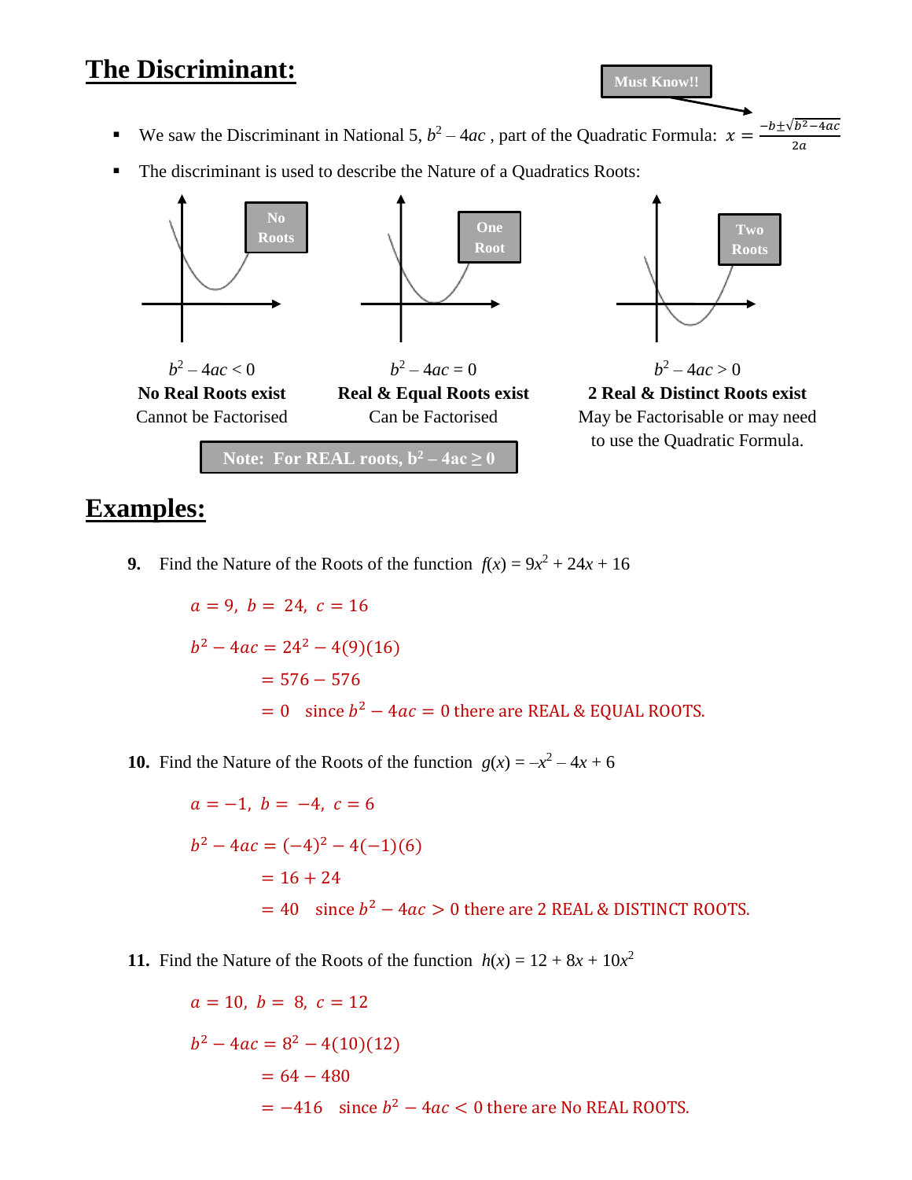# The Discriminant:

Must Know!!

- We saw the Discriminant in National 5, $b^2 - 4ac$ , part of the Quadratic Formula: $x = \frac{-b \pm \sqrt{b^2-4ac}}{2a}$
- The discriminant is used to describe the Nature of a Quadratics Roots:

No Roots

$b^2 - 4ac < 0$

**No Real Roots exist**

Cannot be Factorised

One Root

$b^2 - 4ac = 0$

**Real & Equal Roots exist**

Can be Factorised

Two Roots

$b^2 - 4ac > 0$

**2 Real & Distinct Roots exist**

May be Factorisable or may need to use the Quadratic Formula.

**Note: For REAL roots, $b^2 - 4ac \geq 0$**

# Examples:

**9.** Find the Nature of the Roots of the function $f(x) = 9x^2 + 24x + 16$

$a = 9,\ b = 24,\ c = 16$

$b^2 - 4ac = 24^2 - 4(9)(16)$

$= 576 - 576$

$= 0$ since $b^2 - 4ac = 0$ there are REAL & EQUAL ROOTS.

**10.** Find the Nature of the Roots of the function $g(x) = -x^2 - 4x + 6$

$a = -1,\ b = -4,\ c = 6$

$b^2 - 4ac = (-4)^2 - 4(-1)(6)$

$= 16 + 24$

$= 40$ since $b^2 - 4ac > 0$ there are 2 REAL & DISTINCT ROOTS.

**11.** Find the Nature of the Roots of the function $h(x) = 12 + 8x + 10x^2$

$a = 10,\ b = 8,\ c = 12$

$b^2 - 4ac = 8^2 - 4(10)(12)$

$= 64 - 480$

$= -416$ since $b^2 - 4ac < 0$ there are No REAL ROOTS.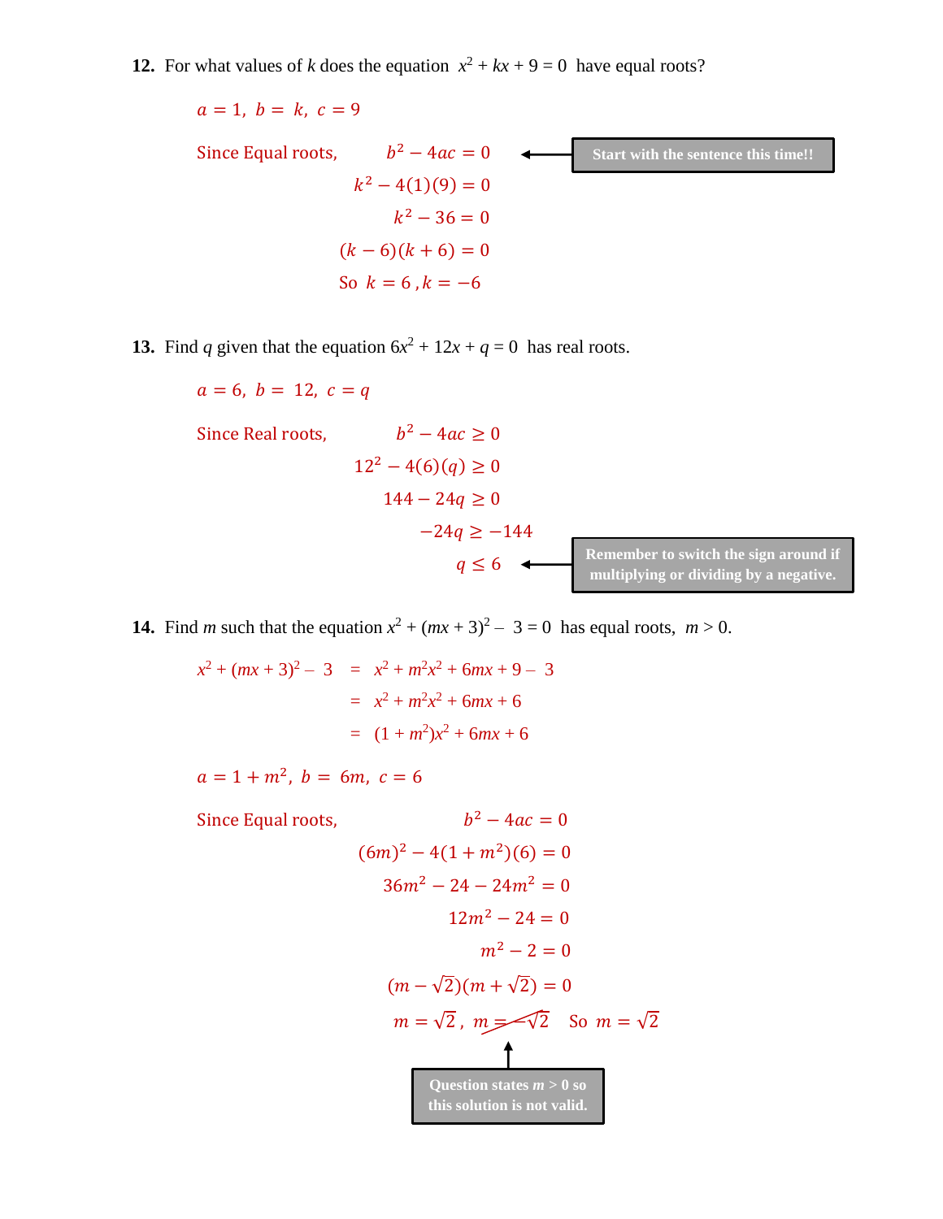**12.** For what values of $k$ does the equation $x^2 + kx + 9 = 0$ have equal roots?

$a = 1,\ b = k,\ c = 9$

Since Equal roots, $b^2 - 4ac = 0$ ← **Start with the sentence this time!!**

$$k^2 - 4(1)(9) = 0$$

$$k^2 - 36 = 0$$

$$(k - 6)(k + 6) = 0$$

So $k = 6, k = -6$

**13.** Find $q$ given that the equation $6x^2 + 12x + q = 0$ has real roots.

$a = 6,\ b = 12,\ c = q$

Since Real roots, $b^2 - 4ac \geq 0$

$$12^2 - 4(6)(q) \geq 0$$

$$144 - 24q \geq 0$$

$$-24q \geq -144$$

$$q \leq 6$$

← **Remember to switch the sign around if multiplying or dividing by a negative.**

**14.** Find $m$ such that the equation $x^2 + (mx + 3)^2 - 3 = 0$ has equal roots, $m > 0$.

$$x^2 + (mx + 3)^2 - 3 = x^2 + m^2x^2 + 6mx + 9 - 3$$

$$= x^2 + m^2x^2 + 6mx + 6$$

$$= (1 + m^2)x^2 + 6mx + 6$$

$a = 1 + m^2,\ b = 6m,\ c = 6$

Since Equal roots, $b^2 - 4ac = 0$

$$(6m)^2 - 4(1 + m^2)(6) = 0$$

$$36m^2 - 24 - 24m^2 = 0$$

$$12m^2 - 24 = 0$$

$$m^2 - 2 = 0$$

$$(m - \sqrt{2})(m + \sqrt{2}) = 0$$

$m = \sqrt{2}$, ~~$m = -\sqrt{2}$~~ So $m = \sqrt{2}$

↑ **Question states $m > 0$ so this solution is not valid.**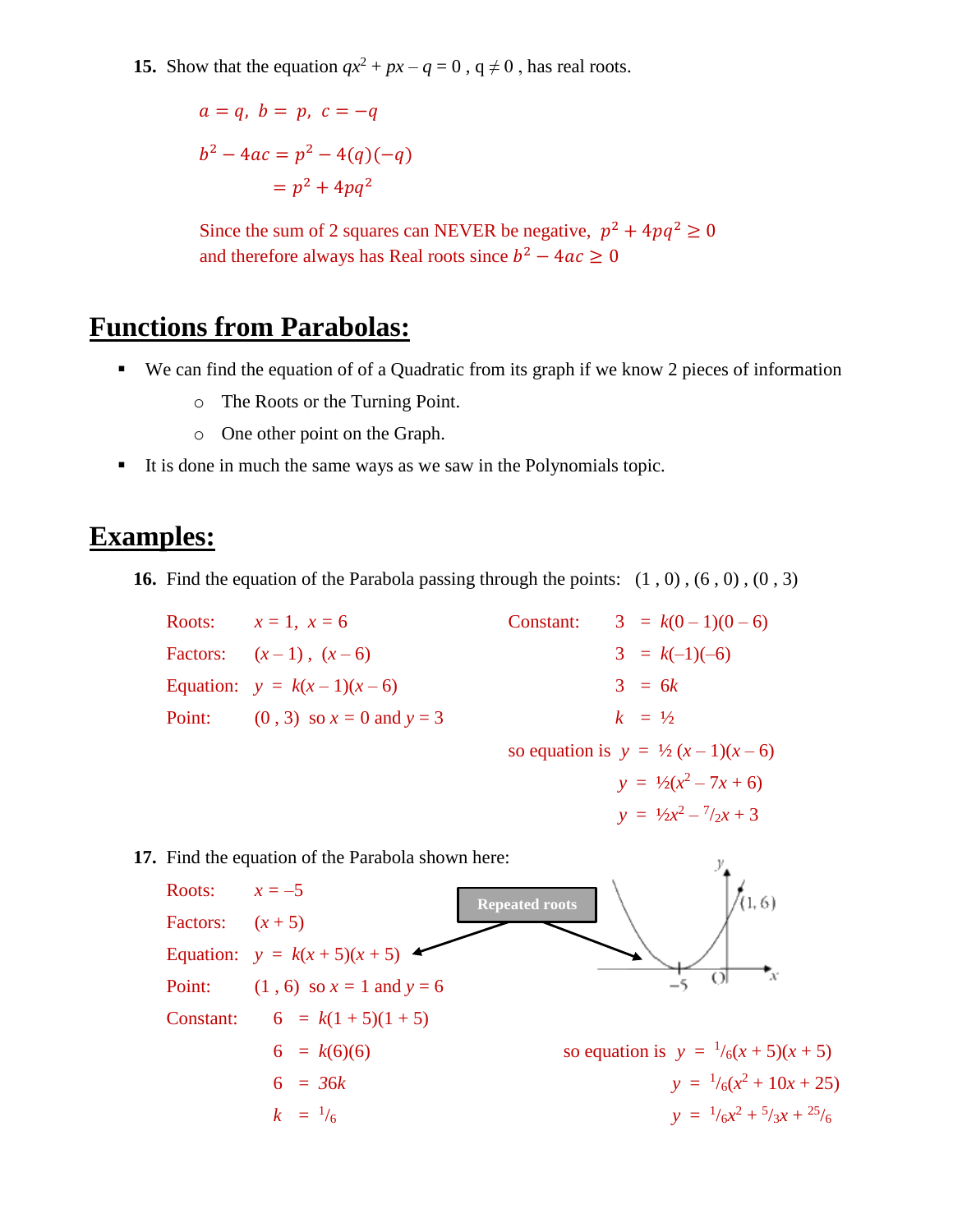15. Show that the equation $qx^2 + px - q = 0$ , $q \neq 0$ , has real roots.

$a = q,\ b = p,\ c = -q$

$$b^2 - 4ac = p^2 - 4(q)(-q)$$
$$= p^2 + 4pq^2$$

Since the sum of 2 squares can NEVER be negative, $p^2 + 4pq^2 \geq 0$
and therefore always has Real roots since $b^2 - 4ac \geq 0$

## Functions from Parabolas:

- We can find the equation of of a Quadratic from its graph if we know 2 pieces of information
  - The Roots or the Turning Point.
  - One other point on the Graph.
- It is done in much the same ways as we saw in the Polynomials topic.

## Examples:

16. Find the equation of the Parabola passing through the points: $(1 , 0)$ , $(6 , 0)$ , $(0 , 3)$

Roots: $x = 1,\ x = 6$

Factors: $(x - 1)$ , $(x - 6)$

Equation: $y = k(x - 1)(x - 6)$

Point: $(0 , 3)$ so $x = 0$ and $y = 3$

Constant:
$$3 = k(0 - 1)(0 - 6)$$
$$3 = k(-1)(-6)$$
$$3 = 6k$$
$$k = \tfrac{1}{2}$$

so equation is
$$y = \tfrac{1}{2}(x - 1)(x - 6)$$
$$y = \tfrac{1}{2}(x^2 - 7x + 6)$$
$$y = \tfrac{1}{2}x^2 - \tfrac{7}{2}x + 3$$

17. Find the equation of the Parabola shown here:

Roots: $x = -5$ (Repeated roots)

Factors: $(x + 5)$

Equation: $y = k(x + 5)(x + 5)$

Point: $(1 , 6)$ so $x = 1$ and $y = 6$

Constant:
$$6 = k(1 + 5)(1 + 5)$$
$$6 = k(6)(6)$$
$$6 = 36k$$
$$k = \tfrac{1}{6}$$

so equation is
$$y = \tfrac{1}{6}(x + 5)(x + 5)$$
$$y = \tfrac{1}{6}(x^2 + 10x + 25)$$
$$y = \tfrac{1}{6}x^2 + \tfrac{5}{3}x + \tfrac{25}{6}$$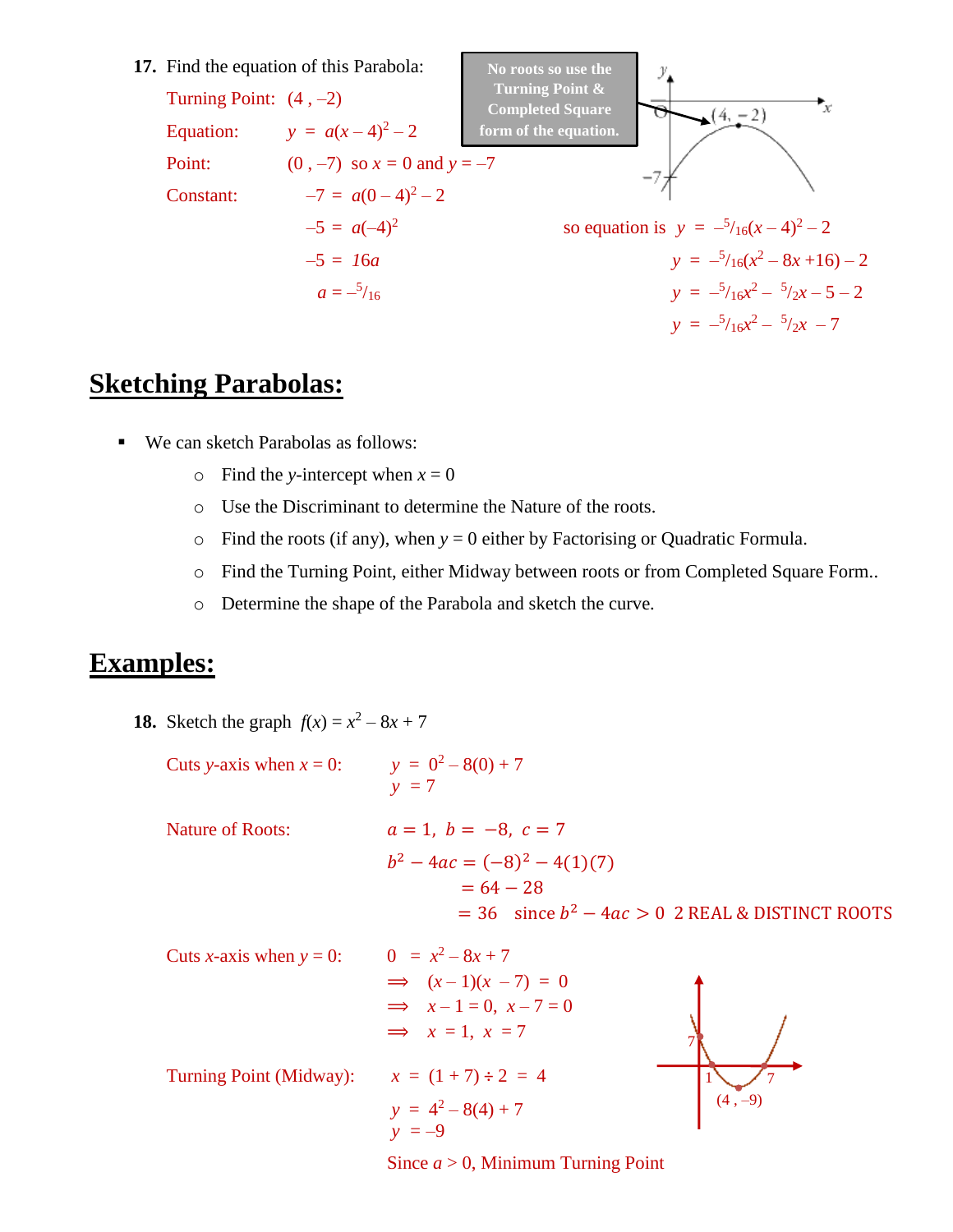**17.** Find the equation of this Parabola:

Turning Point: $(4, -2)$

Equation: $y = a(x-4)^2 - 2$

Point: $(0, -7)$ so $x = 0$ and $y = -7$

Constant:

$$-7 = a(0-4)^2 - 2$$
$$-5 = a(-4)^2$$
$$-5 = 16a$$
$$a = -\tfrac{5}{16}$$

No roots so use the Turning Point & Completed Square form of the equation.

so equation is $y = -\tfrac{5}{16}(x-4)^2 - 2$

$$y = -\tfrac{5}{16}(x^2 - 8x + 16) - 2$$
$$y = -\tfrac{5}{16}x^2 - \tfrac{5}{2}x - 5 - 2$$
$$y = -\tfrac{5}{16}x^2 - \tfrac{5}{2}x - 7$$

# Sketching Parabolas:

- We can sketch Parabolas as follows:
  - Find the $y$-intercept when $x = 0$
  - Use the Discriminant to determine the Nature of the roots.
  - Find the roots (if any), when $y = 0$ either by Factorising or Quadratic Formula.
  - Find the Turning Point, either Midway between roots or from Completed Square Form..
  - Determine the shape of the Parabola and sketch the curve.

# Examples:

**18.** Sketch the graph $f(x) = x^2 - 8x + 7$

Cuts $y$-axis when $x = 0$:

$$y = 0^2 - 8(0) + 7$$
$$y = 7$$

Nature of Roots:

$$a = 1,\ b = -8,\ c = 7$$
$$b^2 - 4ac = (-8)^2 - 4(1)(7)$$
$$= 64 - 28$$
$$= 36 \quad \text{since } b^2 - 4ac > 0 \quad \text{2 REAL \& DISTINCT ROOTS}$$

Cuts $x$-axis when $y = 0$:

$$0 = x^2 - 8x + 7$$
$$\Rightarrow (x-1)(x-7) = 0$$
$$\Rightarrow x - 1 = 0,\ x - 7 = 0$$
$$\Rightarrow x = 1,\ x = 7$$

Turning Point (Midway):

$$x = (1 + 7) \div 2 = 4$$
$$y = 4^2 - 8(4) + 7$$
$$y = -9$$

Since $a > 0$, Minimum Turning Point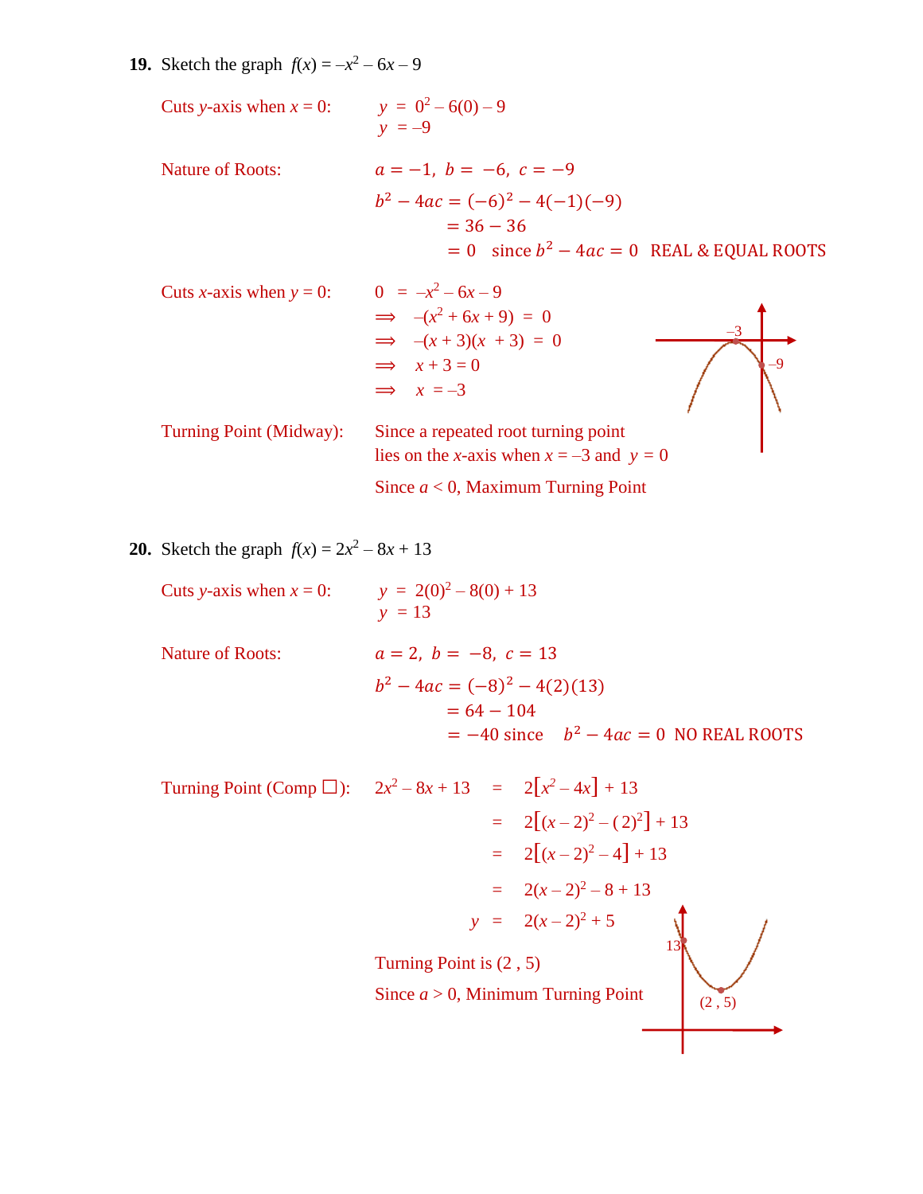**19.** Sketch the graph $f(x) = -x^2 - 6x - 9$

Cuts $y$-axis when $x = 0$:

$$y = 0^2 - 6(0) - 9$$
$$y = -9$$

Nature of Roots:

$$a = -1, \; b = -6, \; c = -9$$
$$b^2 - 4ac = (-6)^2 - 4(-1)(-9)$$
$$= 36 - 36$$
$$= 0 \quad \text{since } b^2 - 4ac = 0 \quad \text{REAL \& EQUAL ROOTS}$$

Cuts $x$-axis when $y = 0$:

$$0 = -x^2 - 6x - 9$$
$$\Rightarrow \quad -(x^2 + 6x + 9) = 0$$
$$\Rightarrow \quad -(x + 3)(x + 3) = 0$$
$$\Rightarrow \quad x + 3 = 0$$
$$\Rightarrow \quad x = -3$$

Turning Point (Midway): Since a repeated root turning point lies on the $x$-axis when $x = -3$ and $y = 0$

Since $a < 0$, Maximum Turning Point

–3

–9

**20.** Sketch the graph $f(x) = 2x^2 - 8x + 13$

Cuts $y$-axis when $x = 0$:

$$y = 2(0)^2 - 8(0) + 13$$
$$y = 13$$

Nature of Roots:

$$a = 2, \; b = -8, \; c = 13$$
$$b^2 - 4ac = (-8)^2 - 4(2)(13)$$
$$= 64 - 104$$
$$= -40 \text{ since } \quad b^2 - 4ac = 0 \quad \text{NO REAL ROOTS}$$

Turning Point (Comp □):

$$2x^2 - 8x + 13 = 2\left[x^2 - 4x\right] + 13$$
$$= 2\left[(x - 2)^2 - (2)^2\right] + 13$$
$$= 2\left[(x - 2)^2 - 4\right] + 13$$
$$= 2(x - 2)^2 - 8 + 13$$
$$y = 2(x - 2)^2 + 5$$

Turning Point is (2 , 5)

Since $a > 0$, Minimum Turning Point

13

(2 , 5)